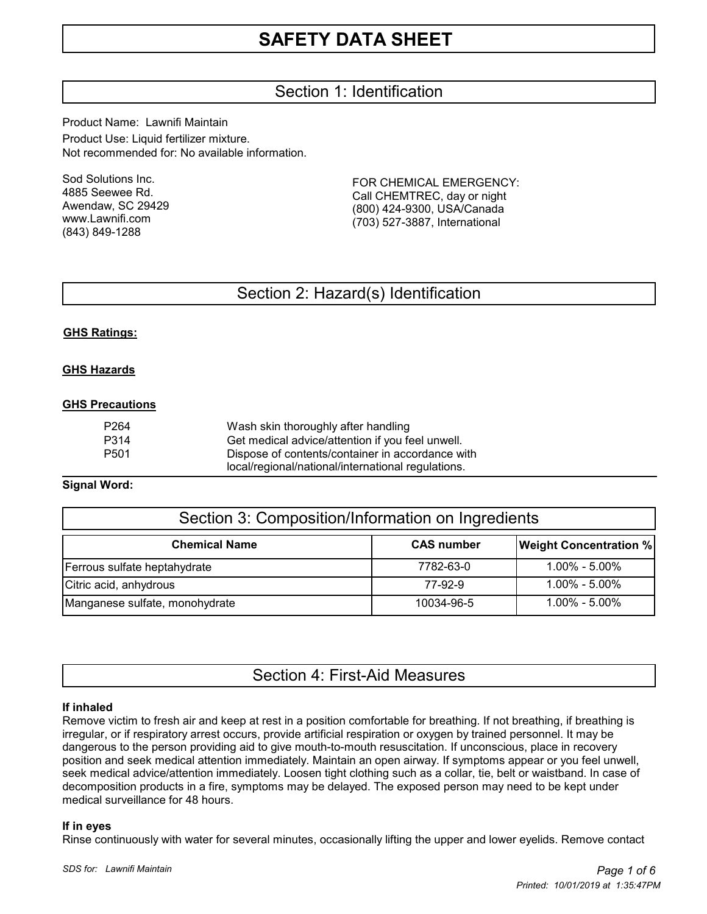# SAFETY DATA SHEET

## Section 1: Identification

Product Name: Lawnifi Maintain

Product Use: Liquid fertilizer mixture.

Not recommended for: No available information.

Sod Solutions Inc.
4885 Seewee Rd.
Awendaw, SC 29429
www.Lawnifi.com
(843) 849-1288

FOR CHEMICAL EMERGENCY:
Call CHEMTREC, day or night
(800) 424-9300, USA/Canada
(703) 527-3887, International

## Section 2: Hazard(s) Identification

**GHS Ratings:**

**GHS Hazards**

**GHS Precautions**

| | |
|---|---|
| P264 | Wash skin thoroughly after handling |
| P314 | Get medical advice/attention if you feel unwell. |
| P501 | Dispose of contents/container in accordance with local/regional/national/international regulations. |

**Signal Word:**

## Section 3: Composition/Information on Ingredients

| Chemical Name | CAS number | Weight Concentration % |
|---|---|---|
| Ferrous sulfate heptahydrate | 7782-63-0 | 1.00% - 5.00% |
| Citric acid, anhydrous | 77-92-9 | 1.00% - 5.00% |
| Manganese sulfate, monohydrate | 10034-96-5 | 1.00% - 5.00% |

## Section 4: First-Aid Measures

**If inhaled**

Remove victim to fresh air and keep at rest in a position comfortable for breathing. If not breathing, if breathing is irregular, or if respiratory arrest occurs, provide artificial respiration or oxygen by trained personnel. It may be dangerous to the person providing aid to give mouth-to-mouth resuscitation. If unconscious, place in recovery position and seek medical attention immediately. Maintain an open airway. If symptoms appear or you feel unwell, seek medical advice/attention immediately. Loosen tight clothing such as a collar, tie, belt or waistband. In case of decomposition products in a fire, symptoms may be delayed. The exposed person may need to be kept under medical surveillance for 48 hours.

**If in eyes**

Rinse continuously with water for several minutes, occasionally lifting the upper and lower eyelids. Remove contact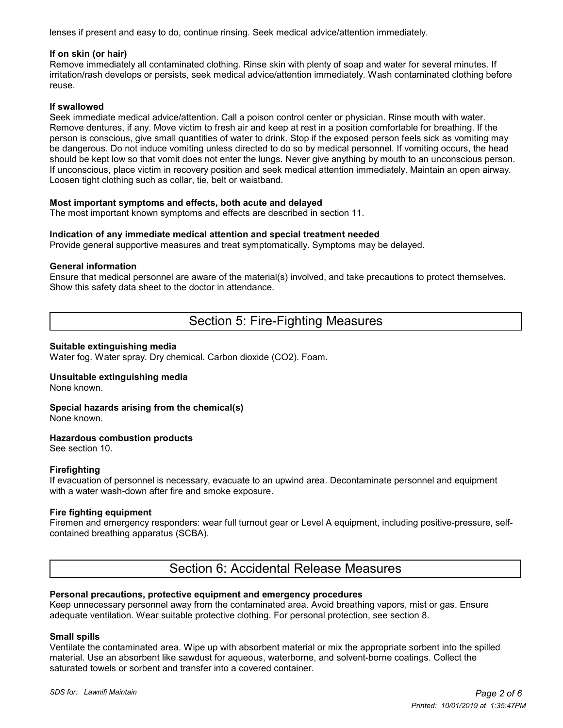lenses if present and easy to do, continue rinsing. Seek medical advice/attention immediately.

**If on skin (or hair)**
Remove immediately all contaminated clothing. Rinse skin with plenty of soap and water for several minutes. If irritation/rash develops or persists, seek medical advice/attention immediately. Wash contaminated clothing before reuse.

**If swallowed**
Seek immediate medical advice/attention. Call a poison control center or physician. Rinse mouth with water. Remove dentures, if any. Move victim to fresh air and keep at rest in a position comfortable for breathing. If the person is conscious, give small quantities of water to drink. Stop if the exposed person feels sick as vomiting may be dangerous. Do not induce vomiting unless directed to do so by medical personnel. If vomiting occurs, the head should be kept low so that vomit does not enter the lungs. Never give anything by mouth to an unconscious person. If unconscious, place victim in recovery position and seek medical attention immediately. Maintain an open airway. Loosen tight clothing such as collar, tie, belt or waistband.

**Most important symptoms and effects, both acute and delayed**
The most important known symptoms and effects are described in section 11.

**Indication of any immediate medical attention and special treatment needed**
Provide general supportive measures and treat symptomatically. Symptoms may be delayed.

**General information**
Ensure that medical personnel are aware of the material(s) involved, and take precautions to protect themselves. Show this safety data sheet to the doctor in attendance.

## Section 5: Fire-Fighting Measures

**Suitable extinguishing media**
Water fog. Water spray. Dry chemical. Carbon dioxide ($CO_2$). Foam.

**Unsuitable extinguishing media**
None known.

**Special hazards arising from the chemical(s)**
None known.

**Hazardous combustion products**
See section 10.

**Firefighting**
If evacuation of personnel is necessary, evacuate to an upwind area. Decontaminate personnel and equipment with a water wash-down after fire and smoke exposure.

**Fire fighting equipment**
Firemen and emergency responders: wear full turnout gear or Level A equipment, including positive-pressure, self-contained breathing apparatus (SCBA).

## Section 6: Accidental Release Measures

**Personal precautions, protective equipment and emergency procedures**
Keep unnecessary personnel away from the contaminated area. Avoid breathing vapors, mist or gas. Ensure adequate ventilation. Wear suitable protective clothing. For personal protection, see section 8.

**Small spills**
Ventilate the contaminated area. Wipe up with absorbent material or mix the appropriate sorbent into the spilled material. Use an absorbent like sawdust for aqueous, waterborne, and solvent-borne coatings. Collect the saturated towels or sorbent and transfer into a covered container.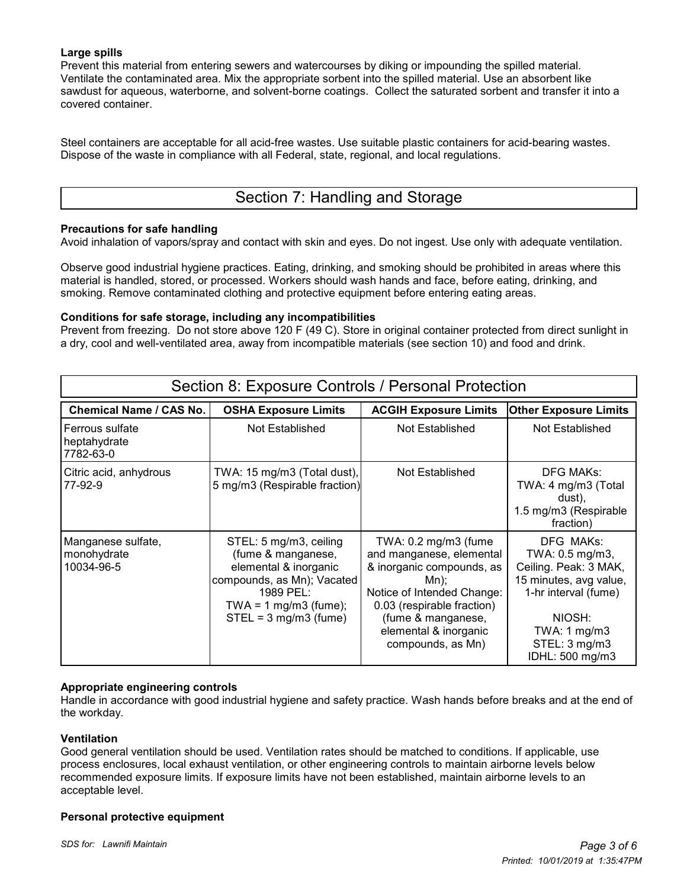**Large spills**

Prevent this material from entering sewers and watercourses by diking or impounding the spilled material. Ventilate the contaminated area. Mix the appropriate sorbent into the spilled material. Use an absorbent like sawdust for aqueous, waterborne, and solvent-borne coatings. Collect the saturated sorbent and transfer it into a covered container.

Steel containers are acceptable for all acid-free wastes. Use suitable plastic containers for acid-bearing wastes. Dispose of the waste in compliance with all Federal, state, regional, and local regulations.

## Section 7: Handling and Storage

**Precautions for safe handling**

Avoid inhalation of vapors/spray and contact with skin and eyes. Do not ingest. Use only with adequate ventilation.

Observe good industrial hygiene practices. Eating, drinking, and smoking should be prohibited in areas where this material is handled, stored, or processed. Workers should wash hands and face, before eating, drinking, and smoking. Remove contaminated clothing and protective equipment before entering eating areas.

**Conditions for safe storage, including any incompatibilities**

Prevent from freezing. Do not store above 120 F (49 C). Store in original container protected from direct sunlight in a dry, cool and well-ventilated area, away from incompatible materials (see section 10) and food and drink.

## Section 8: Exposure Controls / Personal Protection

| Chemical Name / CAS No. | OSHA Exposure Limits | ACGIH Exposure Limits | Other Exposure Limits |
|---|---|---|---|
| Ferrous sulfate heptahydrate 7782-63-0 | Not Established | Not Established | Not Established |
| Citric acid, anhydrous 77-92-9 | TWA: 15 mg/m3 (Total dust), 5 mg/m3 (Respirable fraction) | Not Established | DFG MAKs: TWA: 4 mg/m3 (Total dust), 1.5 mg/m3 (Respirable fraction) |
| Manganese sulfate, monohydrate 10034-96-5 | STEL: 5 mg/m3, ceiling (fume & manganese, elemental & inorganic compounds, as Mn); Vacated 1989 PEL: TWA = 1 mg/m3 (fume); STEL = 3 mg/m3 (fume) | TWA: 0.2 mg/m3 (fume and manganese, elemental & inorganic compounds, as Mn); Notice of Intended Change: 0.03 (respirable fraction) (fume & manganese, elemental & inorganic compounds, as Mn) | DFG MAKs: TWA: 0.5 mg/m3, Ceiling. Peak: 3 MAK, 15 minutes, avg value, 1-hr interval (fume) NIOSH: TWA: 1 mg/m3 STEL: 3 mg/m3 IDHL: 500 mg/m3 |

**Appropriate engineering controls**

Handle in accordance with good industrial hygiene and safety practice. Wash hands before breaks and at the end of the workday.

**Ventilation**

Good general ventilation should be used. Ventilation rates should be matched to conditions. If applicable, use process enclosures, local exhaust ventilation, or other engineering controls to maintain airborne levels below recommended exposure limits. If exposure limits have not been established, maintain airborne levels to an acceptable level.

**Personal protective equipment**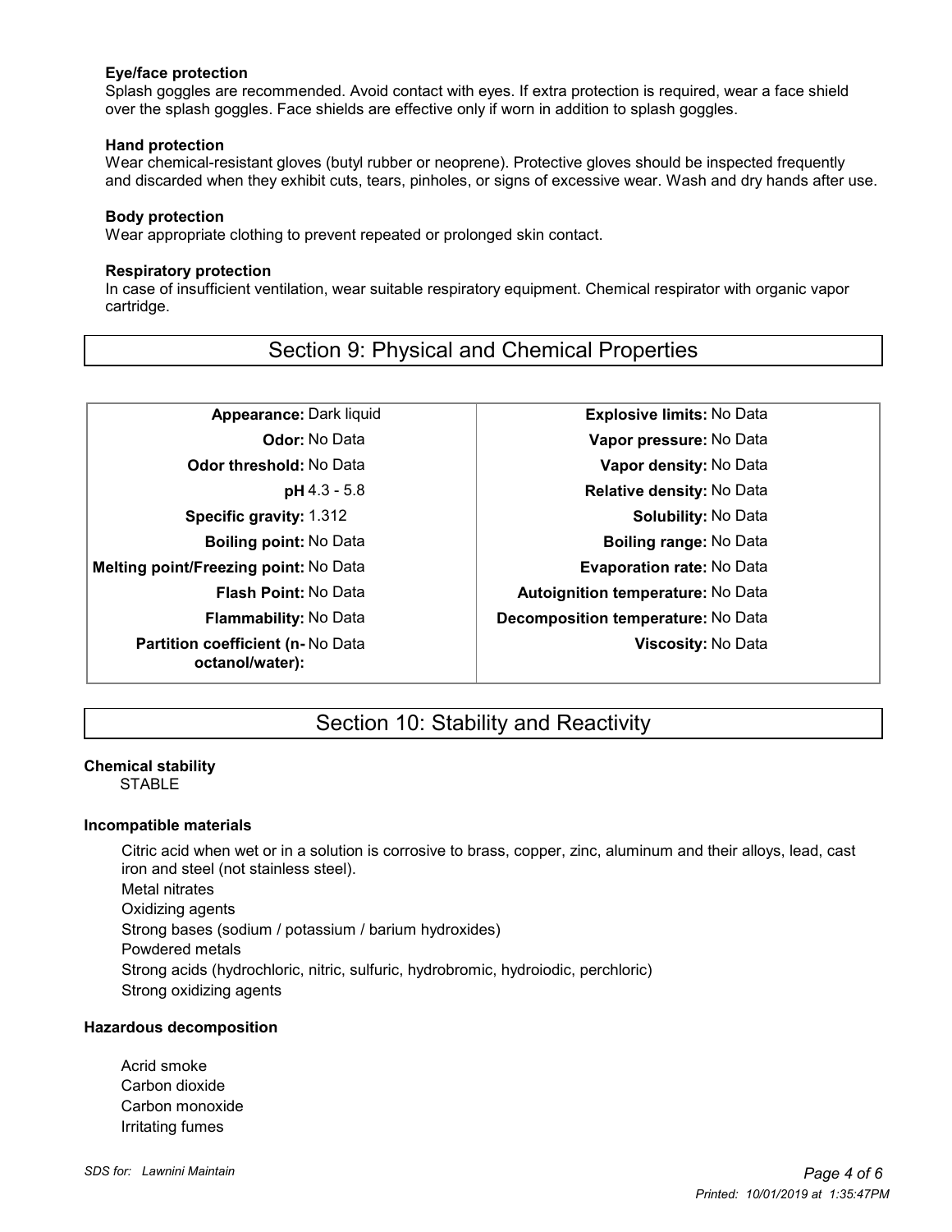**Eye/face protection**
Splash goggles are recommended. Avoid contact with eyes. If extra protection is required, wear a face shield over the splash goggles. Face shields are effective only if worn in addition to splash goggles.

**Hand protection**
Wear chemical-resistant gloves (butyl rubber or neoprene). Protective gloves should be inspected frequently and discarded when they exhibit cuts, tears, pinholes, or signs of excessive wear. Wash and dry hands after use.

**Body protection**
Wear appropriate clothing to prevent repeated or prolonged skin contact.

**Respiratory protection**
In case of insufficient ventilation, wear suitable respiratory equipment. Chemical respirator with organic vapor cartridge.

## Section 9: Physical and Chemical Properties

| Property | Value | Property | Value |
|---|---|---|---|
| **Appearance:** | Dark liquid | **Explosive limits:** | No Data |
| **Odor:** | No Data | **Vapor pressure:** | No Data |
| **Odor threshold:** | No Data | **Vapor density:** | No Data |
| **pH** | 4.3 - 5.8 | **Relative density:** | No Data |
| **Specific gravity:** | 1.312 | **Solubility:** | No Data |
| **Boiling point:** | No Data | **Boiling range:** | No Data |
| **Melting point/Freezing point:** | No Data | **Evaporation rate:** | No Data |
| **Flash Point:** | No Data | **Autoignition temperature:** | No Data |
| **Flammability:** | No Data | **Decomposition temperature:** | No Data |
| **Partition coefficient (n-octanol/water):** | No Data | **Viscosity:** | No Data |

## Section 10: Stability and Reactivity

**Chemical stability**

STABLE

**Incompatible materials**

Citric acid when wet or in a solution is corrosive to brass, copper, zinc, aluminum and their alloys, lead, cast iron and steel (not stainless steel).
Metal nitrates
Oxidizing agents
Strong bases (sodium / potassium / barium hydroxides)
Powdered metals
Strong acids (hydrochloric, nitric, sulfuric, hydrobromic, hydroiodic, perchloric)
Strong oxidizing agents

**Hazardous decomposition**

Acrid smoke
Carbon dioxide
Carbon monoxide
Irritating fumes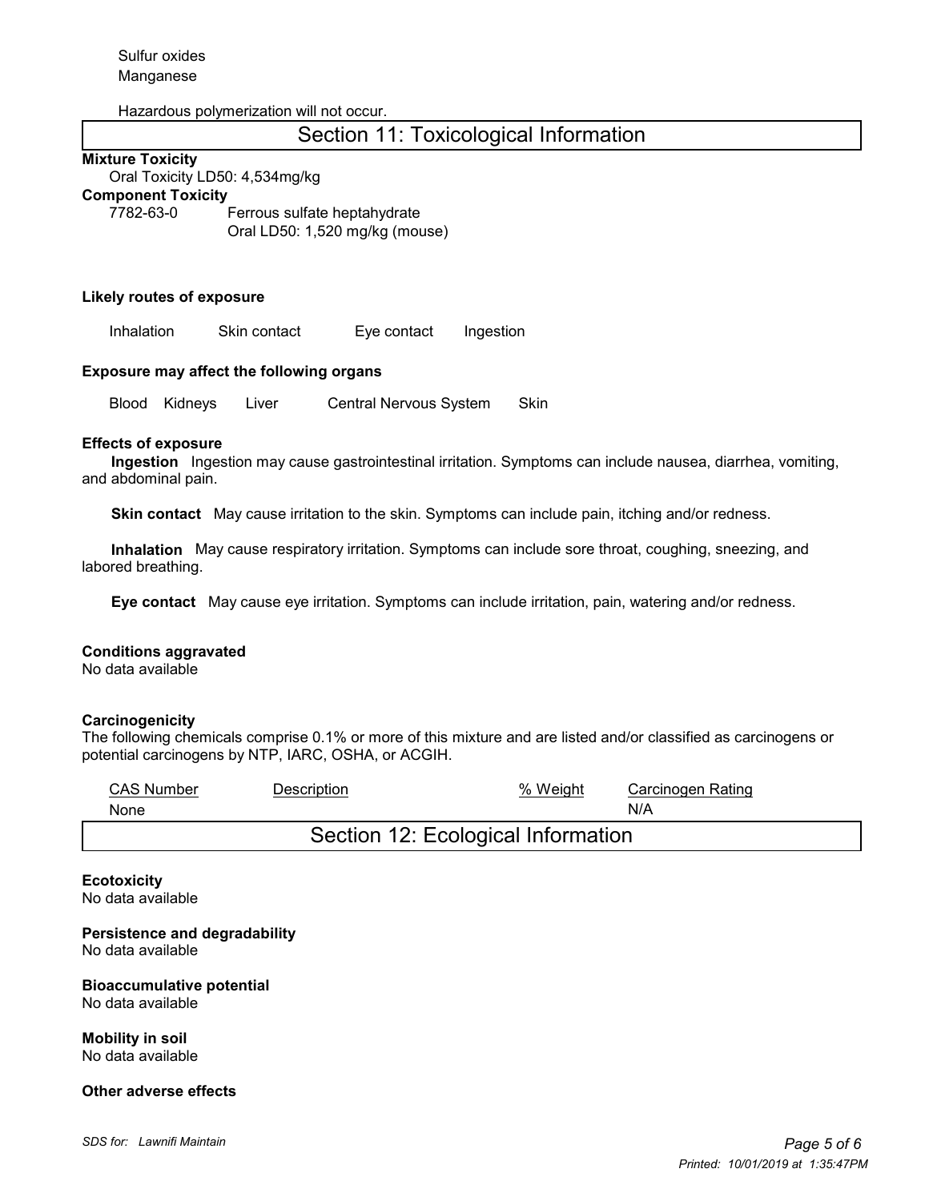Sulfur oxides
Manganese

Hazardous polymerization will not occur.

## Section 11: Toxicological Information

**Mixture Toxicity**

Oral Toxicity LD50: 4,534mg/kg

**Component Toxicity**

| | |
|---|---|
| 7782-63-0 | Ferrous sulfate heptahydrate<br>Oral LD50: 1,520 mg/kg (mouse) |

**Likely routes of exposure**

Inhalation    Skin contact    Eye contact    Ingestion

**Exposure may affect the following organs**

Blood    Kidneys    Liver    Central Nervous System    Skin

**Effects of exposure**

**Ingestion** Ingestion may cause gastrointestinal irritation. Symptoms can include nausea, diarrhea, vomiting, and abdominal pain.

**Skin contact** May cause irritation to the skin. Symptoms can include pain, itching and/or redness.

**Inhalation** May cause respiratory irritation. Symptoms can include sore throat, coughing, sneezing, and labored breathing.

**Eye contact** May cause eye irritation. Symptoms can include irritation, pain, watering and/or redness.

**Conditions aggravated**

No data available

**Carcinogenicity**

The following chemicals comprise 0.1% or more of this mixture and are listed and/or classified as carcinogens or potential carcinogens by NTP, IARC, OSHA, or ACGIH.

| CAS Number | Description | % Weight | Carcinogen Rating |
|---|---|---|---|
| None | | | N/A |

## Section 12: Ecological Information

**Ecotoxicity**

No data available

**Persistence and degradability**

No data available

**Bioaccumulative potential**

No data available

**Mobility in soil**

No data available

**Other adverse effects**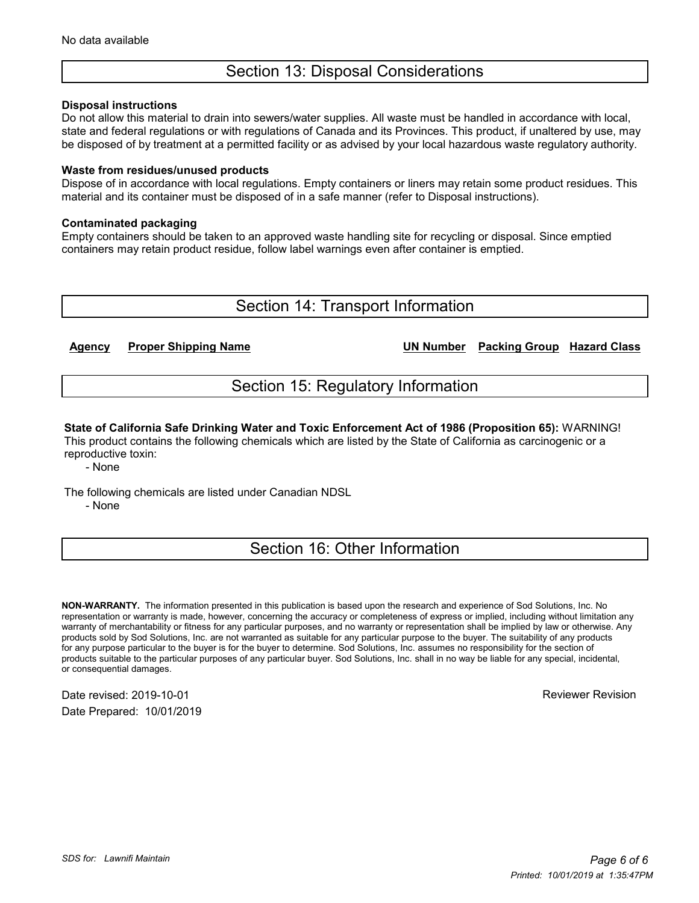No data available

## Section 13: Disposal Considerations

**Disposal instructions**
Do not allow this material to drain into sewers/water supplies. All waste must be handled in accordance with local, state and federal regulations or with regulations of Canada and its Provinces. This product, if unaltered by use, may be disposed of by treatment at a permitted facility or as advised by your local hazardous waste regulatory authority.

**Waste from residues/unused products**
Dispose of in accordance with local regulations. Empty containers or liners may retain some product residues. This material and its container must be disposed of in a safe manner (refer to Disposal instructions).

**Contaminated packaging**
Empty containers should be taken to an approved waste handling site for recycling or disposal. Since emptied containers may retain product residue, follow label warnings even after container is emptied.

## Section 14: Transport Information

| Agency | Proper Shipping Name | UN Number | Packing Group | Hazard Class |
|---|---|---|---|---|

## Section 15: Regulatory Information

**State of California Safe Drinking Water and Toxic Enforcement Act of 1986 (Proposition 65):** WARNING! This product contains the following chemicals which are listed by the State of California as carcinogenic or a reproductive toxin:

- None

The following chemicals are listed under Canadian NDSL

- None

## Section 16: Other Information

**NON-WARRANTY.** The information presented in this publication is based upon the research and experience of Sod Solutions, Inc. No representation or warranty is made, however, concerning the accuracy or completeness of express or implied, including without limitation any warranty of merchantability or fitness for any particular purposes, and no warranty or representation shall be implied by law or otherwise. Any products sold by Sod Solutions, Inc. are not warranted as suitable for any particular purpose to the buyer. The suitability of any products for any purpose particular to the buyer is for the buyer to determine. Sod Solutions, Inc. assumes no responsibility for the section of products suitable to the particular purposes of any particular buyer. Sod Solutions, Inc. shall in no way be liable for any special, incidental, or consequential damages.

Date revised: 2019-10-01 Reviewer Revision

Date Prepared: 10/01/2019